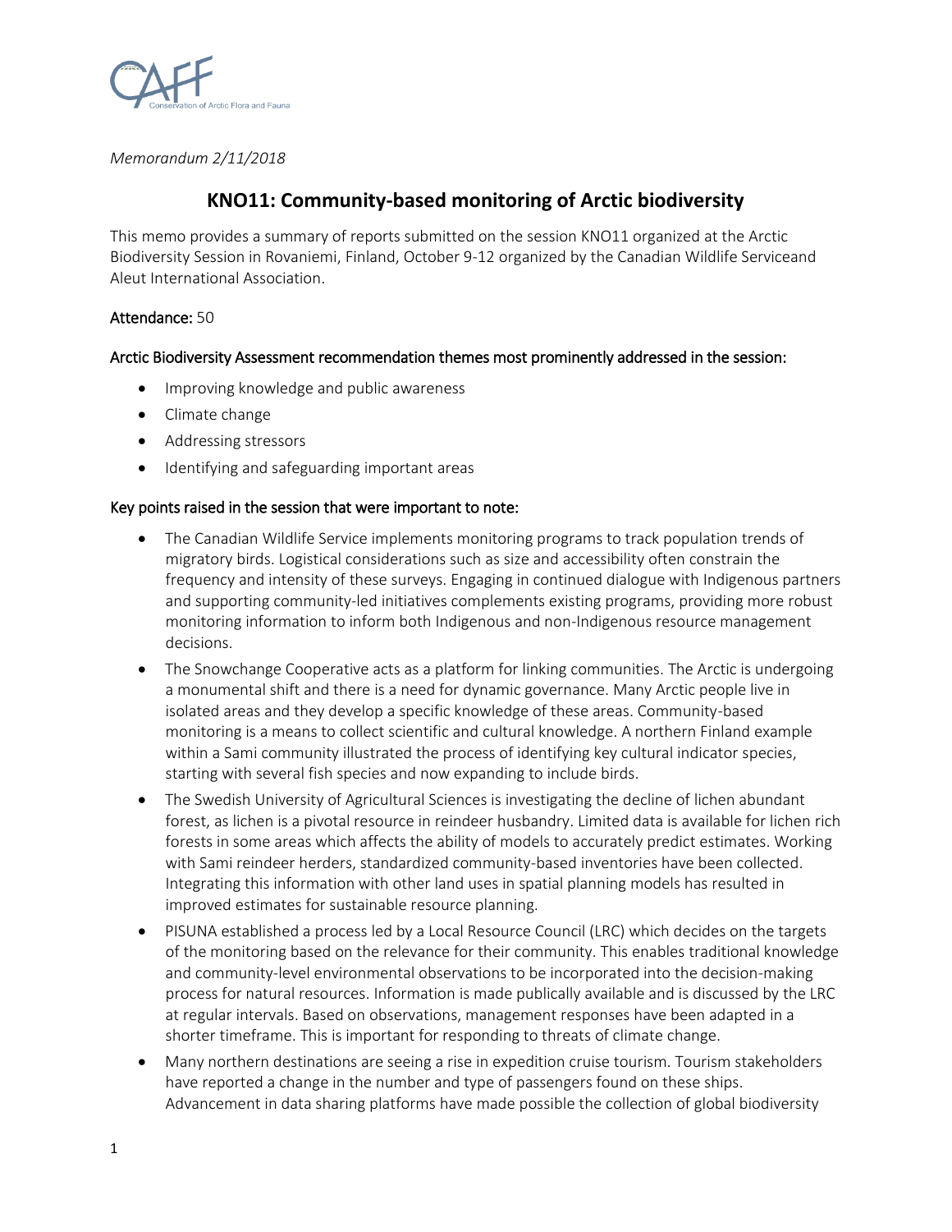*Memorandum 2/11/2018*

# KNO11: Community-based monitoring of Arctic biodiversity

This memo provides a summary of reports submitted on the session KNO11 organized at the Arctic Biodiversity Session in Rovaniemi, Finland, October 9-12 organized by the Canadian Wildlife Serviceand Aleut International Association.

**Attendance:** 50

**Arctic Biodiversity Assessment recommendation themes most prominently addressed in the session:**

- Improving knowledge and public awareness
- Climate change
- Addressing stressors
- Identifying and safeguarding important areas

**Key points raised in the session that were important to note:**

- The Canadian Wildlife Service implements monitoring programs to track population trends of migratory birds. Logistical considerations such as size and accessibility often constrain the frequency and intensity of these surveys. Engaging in continued dialogue with Indigenous partners and supporting community-led initiatives complements existing programs, providing more robust monitoring information to inform both Indigenous and non-Indigenous resource management decisions.
- The Snowchange Cooperative acts as a platform for linking communities. The Arctic is undergoing a monumental shift and there is a need for dynamic governance. Many Arctic people live in isolated areas and they develop a specific knowledge of these areas. Community-based monitoring is a means to collect scientific and cultural knowledge. A northern Finland example within a Sami community illustrated the process of identifying key cultural indicator species, starting with several fish species and now expanding to include birds.
- The Swedish University of Agricultural Sciences is investigating the decline of lichen abundant forest, as lichen is a pivotal resource in reindeer husbandry. Limited data is available for lichen rich forests in some areas which affects the ability of models to accurately predict estimates. Working with Sami reindeer herders, standardized community-based inventories have been collected. Integrating this information with other land uses in spatial planning models has resulted in improved estimates for sustainable resource planning.
- PISUNA established a process led by a Local Resource Council (LRC) which decides on the targets of the monitoring based on the relevance for their community. This enables traditional knowledge and community-level environmental observations to be incorporated into the decision-making process for natural resources. Information is made publically available and is discussed by the LRC at regular intervals. Based on observations, management responses have been adapted in a shorter timeframe. This is important for responding to threats of climate change.
- Many northern destinations are seeing a rise in expedition cruise tourism. Tourism stakeholders have reported a change in the number and type of passengers found on these ships. Advancement in data sharing platforms have made possible the collection of global biodiversity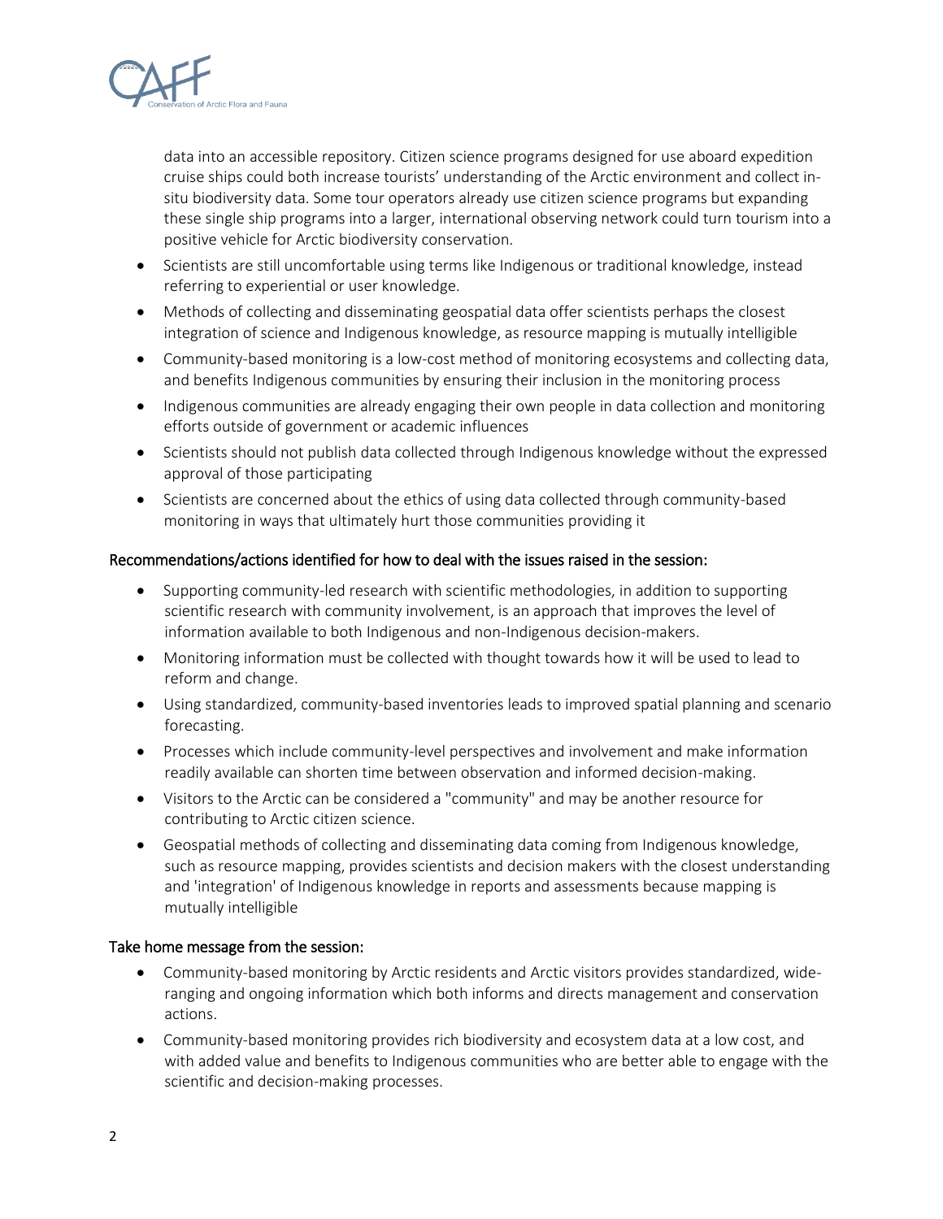data into an accessible repository. Citizen science programs designed for use aboard expedition cruise ships could both increase tourists' understanding of the Arctic environment and collect in-situ biodiversity data. Some tour operators already use citizen science programs but expanding these single ship programs into a larger, international observing network could turn tourism into a positive vehicle for Arctic biodiversity conservation.

- Scientists are still uncomfortable using terms like Indigenous or traditional knowledge, instead referring to experiential or user knowledge.
- Methods of collecting and disseminating geospatial data offer scientists perhaps the closest integration of science and Indigenous knowledge, as resource mapping is mutually intelligible
- Community-based monitoring is a low-cost method of monitoring ecosystems and collecting data, and benefits Indigenous communities by ensuring their inclusion in the monitoring process
- Indigenous communities are already engaging their own people in data collection and monitoring efforts outside of government or academic influences
- Scientists should not publish data collected through Indigenous knowledge without the expressed approval of those participating
- Scientists are concerned about the ethics of using data collected through community-based monitoring in ways that ultimately hurt those communities providing it

## Recommendations/actions identified for how to deal with the issues raised in the session:

- Supporting community-led research with scientific methodologies, in addition to supporting scientific research with community involvement, is an approach that improves the level of information available to both Indigenous and non-Indigenous decision-makers.
- Monitoring information must be collected with thought towards how it will be used to lead to reform and change.
- Using standardized, community-based inventories leads to improved spatial planning and scenario forecasting.
- Processes which include community-level perspectives and involvement and make information readily available can shorten time between observation and informed decision-making.
- Visitors to the Arctic can be considered a "community" and may be another resource for contributing to Arctic citizen science.
- Geospatial methods of collecting and disseminating data coming from Indigenous knowledge, such as resource mapping, provides scientists and decision makers with the closest understanding and 'integration' of Indigenous knowledge in reports and assessments because mapping is mutually intelligible

## Take home message from the session:

- Community-based monitoring by Arctic residents and Arctic visitors provides standardized, wide-ranging and ongoing information which both informs and directs management and conservation actions.
- Community-based monitoring provides rich biodiversity and ecosystem data at a low cost, and with added value and benefits to Indigenous communities who are better able to engage with the scientific and decision-making processes.